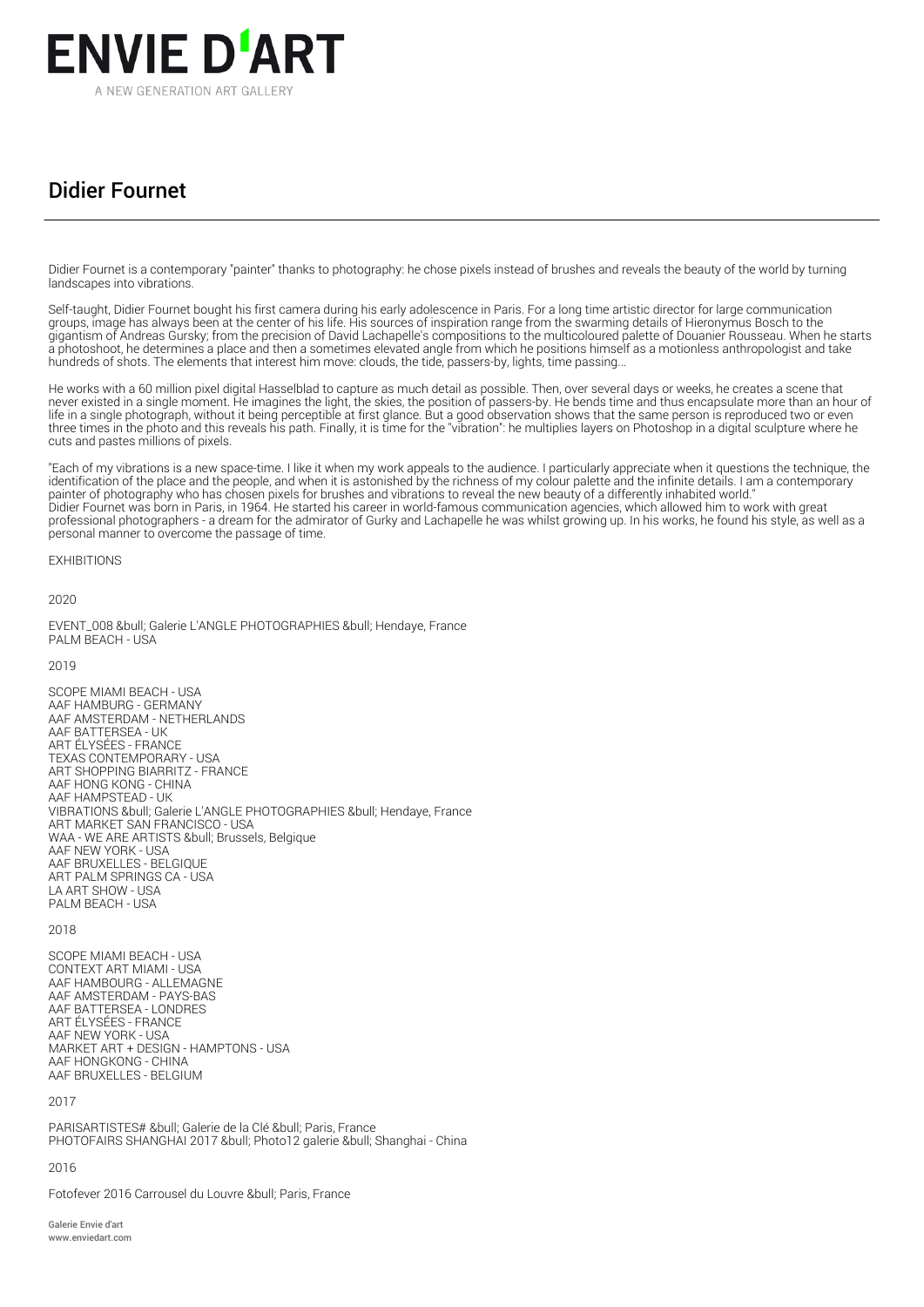# ENVIE D'ART

A NEW GENERATION ART GALLERY

## Didier Fournet

Didier Fournet is a contemporary "painter" thanks to photography: he chose pixels instead of brushes and reveals the beauty of the world by turning landscapes into vibrations.

Self-taught, Didier Fournet bought his first camera during his early adolescence in Paris. For a long time artistic director for large communication groups, image has always been at the center of his life. His sources of inspiration range from the swarming details of Hieronymus Bosch to the gigantism of Andreas Gursky; from the precision of David Lachapelle's compositions to the multicoloured palette of Douanier Rousseau. When he starts a photoshoot, he determines a place and then a sometimes elevated angle from which he positions himself as a motionless anthropologist and take hundreds of shots. The elements that interest him move: clouds, the tide, passers-by, lights, time passing...

He works with a 60 million pixel digital Hasselblad to capture as much detail as possible. Then, over several days or weeks, he creates a scene that never existed in a single moment. He imagines the light, the skies, the position of passers-by. He bends time and thus encapsulate more than an hour of life in a single photograph, without it being perceptible at first glance. But a good observation shows that the same person is reproduced two or even three times in the photo and this reveals his path. Finally, it is time for the "vibration": he multiplies layers on Photoshop in a digital sculpture where he cuts and pastes millions of pixels.

"Each of my vibrations is a new space-time. I like it when my work appeals to the audience. I particularly appreciate when it questions the technique, the identification of the place and the people, and when it is astonished by the richness of my colour palette and the infinite details. I am a contemporary painter of photography who has chosen pixels for brushes and vibrations to reveal the new beauty of a differently inhabited world."
Didier Fournet was born in Paris, in 1964. He started his career in world-famous communication agencies, which allowed him to work with great professional photographers - a dream for the admirator of Gurky and Lachapelle he was whilst growing up. In his works, he found his style, as well as a personal manner to overcome the passage of time.

EXHIBITIONS

2020

EVENT_008 &bull; Galerie L'ANGLE PHOTOGRAPHIES &bull; Hendaye, France
PALM BEACH - USA

2019

SCOPE MIAMI BEACH - USA
AAF HAMBURG - GERMANY
AAF AMSTERDAM - NETHERLANDS
AAF BATTERSEA - UK
ART ÉLYSÉES - FRANCE
TEXAS CONTEMPORARY - USA
ART SHOPPING BIARRITZ - FRANCE
AAF HONG KONG - CHINA
AAF HAMPSTEAD - UK
VIBRATIONS &bull; Galerie L'ANGLE PHOTOGRAPHIES &bull; Hendaye, France
ART MARKET SAN FRANCISCO - USA
WAA - WE ARE ARTISTS &bull; Brussels, Belgique
AAF NEW YORK - USA
AAF BRUXELLES - BELGIQUE
ART PALM SPRINGS CA - USA
LA ART SHOW - USA
PALM BEACH - USA

2018

SCOPE MIAMI BEACH - USA
CONTEXT ART MIAMI - USA
AAF HAMBOURG - ALLEMAGNE
AAF AMSTERDAM - PAYS-BAS
AAF BATTERSEA - LONDRES
ART ÉLYSÉES - FRANCE
AAF NEW YORK - USA
MARKET ART + DESIGN - HAMPTONS - USA
AAF HONGKONG - CHINA
AAF BRUXELLES - BELGIUM

2017

PARISARTISTES# &bull; Galerie de la Clé &bull; Paris, France
PHOTOFAIRS SHANGHAI 2017 &bull; Photo12 galerie &bull; Shanghai - China

2016

Fotofever 2016 Carrousel du Louvre &bull; Paris, France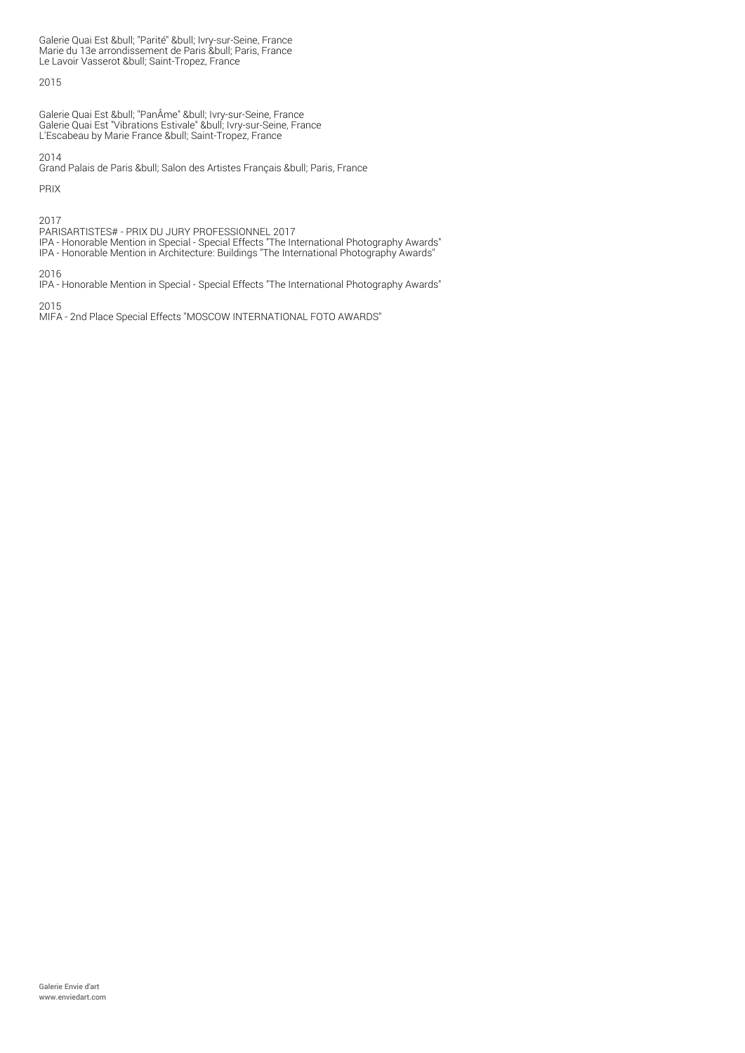Galerie Quai Est &bull; "Parité" &bull; Ivry-sur-Seine, France
Marie du 13e arrondissement de Paris &bull; Paris, France
Le Lavoir Vasserot &bull; Saint-Tropez, France

2015

Galerie Quai Est &bull; "PanÂme" &bull; Ivry-sur-Seine, France
Galerie Quai Est "Vibrations Estivale" &bull; Ivry-sur-Seine, France
L'Escabeau by Marie France &bull; Saint-Tropez, France

2014
Grand Palais de Paris &bull; Salon des Artistes Français &bull; Paris, France

PRIX

2017
PARISARTISTES# - PRIX DU JURY PROFESSIONNEL 2017
IPA - Honorable Mention in Special - Special Effects "The International Photography Awards"
IPA - Honorable Mention in Architecture: Buildings "The International Photography Awards"

2016
IPA - Honorable Mention in Special - Special Effects "The International Photography Awards"

2015
MIFA - 2nd Place Special Effects "MOSCOW INTERNATIONAL FOTO AWARDS"